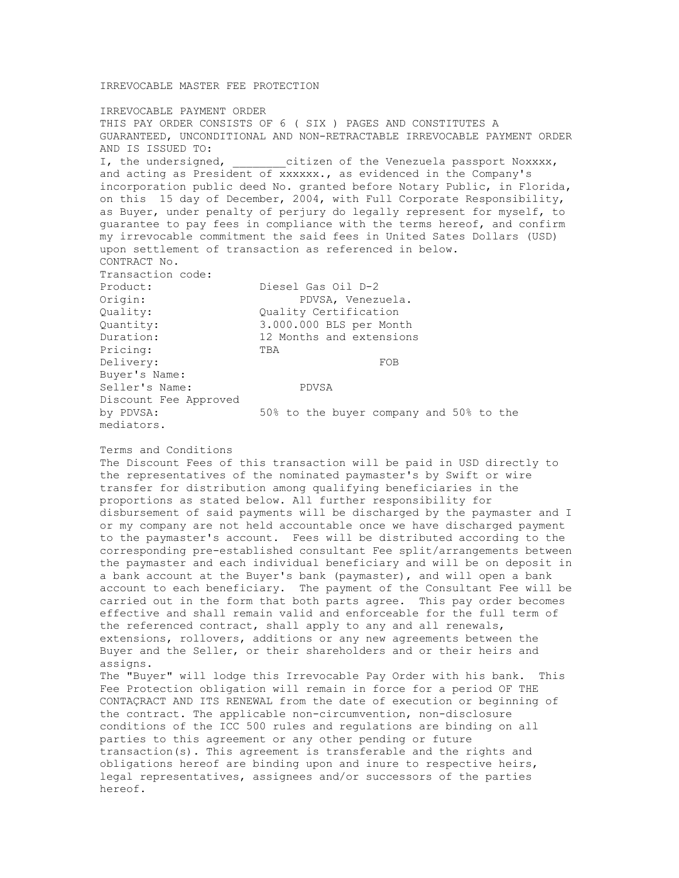IRREVOCABLE MASTER FEE PROTECTION

IRREVOCABLE PAYMENT ORDER

THIS PAY ORDER CONSISTS OF 6 ( SIX ) PAGES AND CONSTITUTES A GUARANTEED, UNCONDITIONAL AND NON-RETRACTABLE IRREVOCABLE PAYMENT ORDER AND IS ISSUED TO:

I, the undersigned, ________citizen of the Venezuela passport Noxxxx, and acting as President of xxxxxx., as evidenced in the Company's incorporation public deed No. granted before Notary Public, in Florida, on this 15 day of December, 2004, with Full Corporate Responsibility, as Buyer, under penalty of perjury do legally represent for myself, to guarantee to pay fees in compliance with the terms hereof, and confirm my irrevocable commitment the said fees in United Sates Dollars (USD) upon settlement of transaction as referenced in below.

CONTRACT No.

Transaction code:

| | |
|---|---|
| Product: | Diesel Gas Oil D-2 |
| Origin: | PDVSA, Venezuela. |
| Quality: | Quality Certification |
| Quantity: | 3.000.000 BLS per Month |
| Duration: | 12 Months and extensions |
| Pricing: | TBA |
| Delivery: | FOB |
| Buyer's Name: | |
| Seller's Name: | PDVSA |
| Discount Fee Approved by PDVSA: | 50% to the buyer company and 50% to the mediators. |

Terms and Conditions

The Discount Fees of this transaction will be paid in USD directly to the representatives of the nominated paymaster's by Swift or wire transfer for distribution among qualifying beneficiaries in the proportions as stated below. All further responsibility for disbursement of said payments will be discharged by the paymaster and I or my company are not held accountable once we have discharged payment to the paymaster's account. Fees will be distributed according to the corresponding pre-established consultant Fee split/arrangements between the paymaster and each individual beneficiary and will be on deposit in a bank account at the Buyer's bank (paymaster), and will open a bank account to each beneficiary. The payment of the Consultant Fee will be carried out in the form that both parts agree. This pay order becomes effective and shall remain valid and enforceable for the full term of the referenced contract, shall apply to any and all renewals, extensions, rollovers, additions or any new agreements between the Buyer and the Seller, or their shareholders and or their heirs and assigns.

The "Buyer" will lodge this Irrevocable Pay Order with his bank. This Fee Protection obligation will remain in force for a period OF THE CONTAÇRACT AND ITS RENEWAL from the date of execution or beginning of the contract. The applicable non-circumvention, non-disclosure conditions of the ICC 500 rules and regulations are binding on all parties to this agreement or any other pending or future transaction(s). This agreement is transferable and the rights and obligations hereof are binding upon and inure to respective heirs, legal representatives, assignees and/or successors of the parties hereof.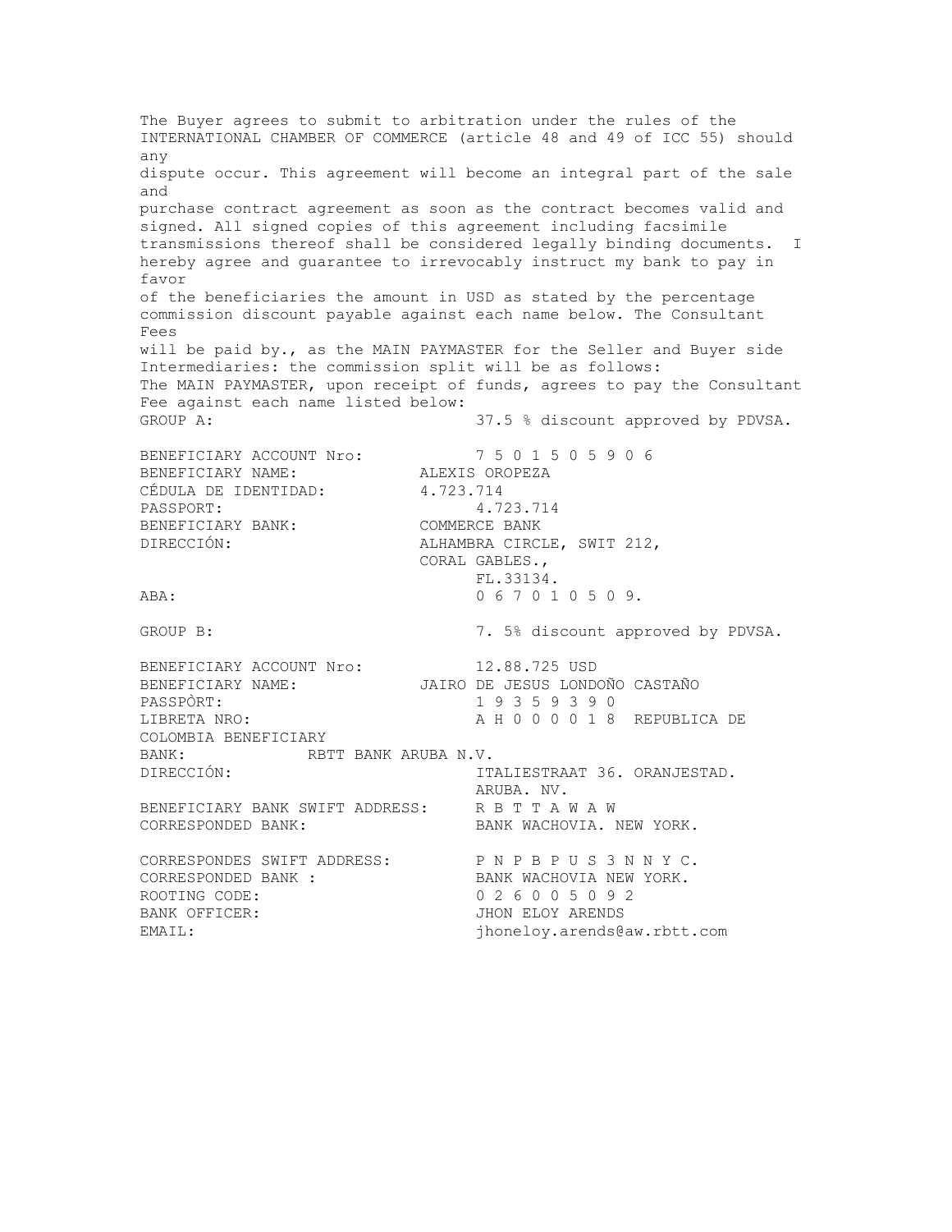The Buyer agrees to submit to arbitration under the rules of the INTERNATIONAL CHAMBER OF COMMERCE (article 48 and 49 of ICC 55) should any dispute occur. This agreement will become an integral part of the sale and purchase contract agreement as soon as the contract becomes valid and signed. All signed copies of this agreement including facsimile transmissions thereof shall be considered legally binding documents. I hereby agree and guarantee to irrevocably instruct my bank to pay in favor of the beneficiaries the amount in USD as stated by the percentage commission discount payable against each name below. The Consultant Fees will be paid by., as the MAIN PAYMASTER for the Seller and Buyer side Intermediaries: the commission split will be as follows:

The MAIN PAYMASTER, upon receipt of funds, agrees to pay the Consultant Fee against each name listed below:

GROUP A: 37.5 % discount approved by PDVSA.

BENEFICIARY ACCOUNT Nro: 7 5 0 1 5 0 5 9 0 6
BENEFICIARY NAME: ALEXIS OROPEZA
CÉDULA DE IDENTIDAD: 4.723.714
PASSPORT: 4.723.714
BENEFICIARY BANK: COMMERCE BANK
DIRECCIÓN: ALHAMBRA CIRCLE, SWIT 212, CORAL GABLES., FL.33134.
ABA: 0 6 7 0 1 0 5 0 9.

GROUP B: 7. 5% discount approved by PDVSA.

BENEFICIARY ACCOUNT Nro: 12.88.725 USD
BENEFICIARY NAME: JAIRO DE JESUS LONDOÑO CASTAÑO
PASSPÒRT: 1 9 3 5 9 3 9 0
LIBRETA NRO: A H 0 0 0 0 1 8 REPUBLICA DE COLOMBIA BENEFICIARY
BANK: RBTT BANK ARUBA N.V.
DIRECCIÓN: ITALIESTRAAT 36. ORANJESTAD. ARUBA. NV.
BENEFICIARY BANK SWIFT ADDRESS: R B T T A W A W
CORRESPONDED BANK: BANK WACHOVIA. NEW YORK.

CORRESPONDES SWIFT ADDRESS: P N P B P U S 3 N N Y C.
CORRESPONDED BANK : BANK WACHOVIA NEW YORK.
ROOTING CODE: 0 2 6 0 0 5 0 9 2
BANK OFFICER: JHON ELOY ARENDS
EMAIL: jhoneloy.arends@aw.rbtt.com